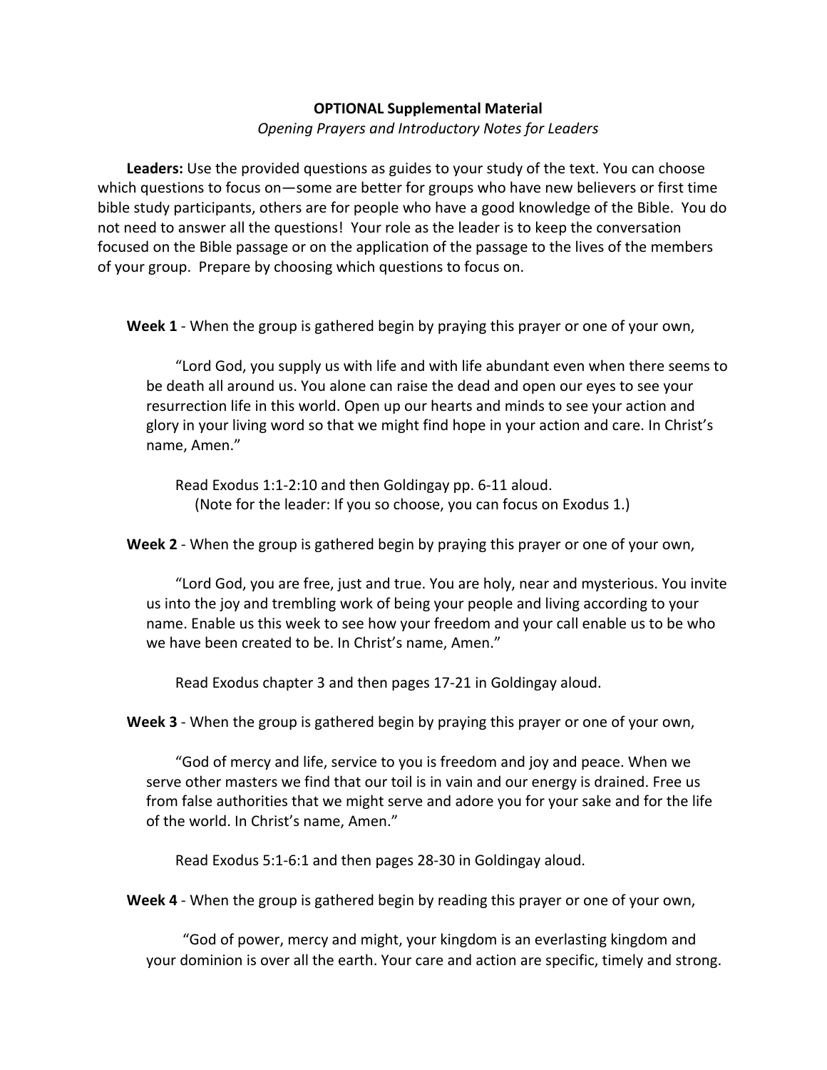**OPTIONAL Supplemental Material**

*Opening Prayers and Introductory Notes for Leaders*

**Leaders:** Use the provided questions as guides to your study of the text. You can choose which questions to focus on—some are better for groups who have new believers or first time bible study participants, others are for people who have a good knowledge of the Bible. You do not need to answer all the questions! Your role as the leader is to keep the conversation focused on the Bible passage or on the application of the passage to the lives of the members of your group. Prepare by choosing which questions to focus on.

**Week 1** - When the group is gathered begin by praying this prayer or one of your own,

"Lord God, you supply us with life and with life abundant even when there seems to be death all around us. You alone can raise the dead and open our eyes to see your resurrection life in this world. Open up our hearts and minds to see your action and glory in your living word so that we might find hope in your action and care. In Christ's name, Amen."

Read Exodus 1:1-2:10 and then Goldingay pp. 6-11 aloud.
(Note for the leader: If you so choose, you can focus on Exodus 1.)

**Week 2** - When the group is gathered begin by praying this prayer or one of your own,

"Lord God, you are free, just and true. You are holy, near and mysterious. You invite us into the joy and trembling work of being your people and living according to your name. Enable us this week to see how your freedom and your call enable us to be who we have been created to be. In Christ's name, Amen."

Read Exodus chapter 3 and then pages 17-21 in Goldingay aloud.

**Week 3** - When the group is gathered begin by praying this prayer or one of your own,

"God of mercy and life, service to you is freedom and joy and peace. When we serve other masters we find that our toil is in vain and our energy is drained. Free us from false authorities that we might serve and adore you for your sake and for the life of the world. In Christ's name, Amen."

Read Exodus 5:1-6:1 and then pages 28-30 in Goldingay aloud.

**Week 4** - When the group is gathered begin by reading this prayer or one of your own,

"God of power, mercy and might, your kingdom is an everlasting kingdom and your dominion is over all the earth. Your care and action are specific, timely and strong.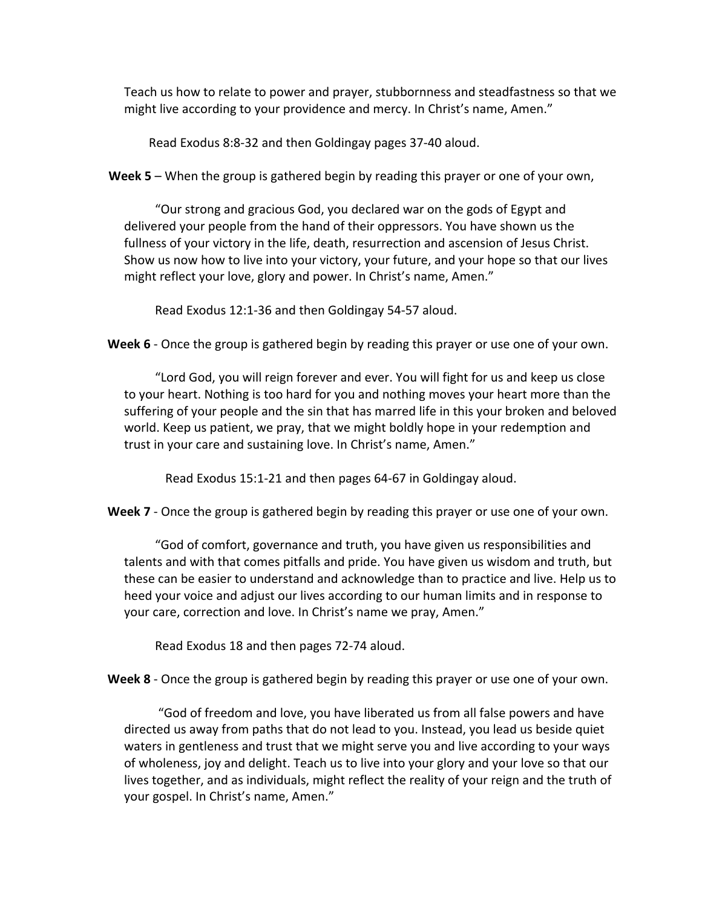Teach us how to relate to power and prayer, stubbornness and steadfastness so that we might live according to your providence and mercy. In Christ's name, Amen."

Read Exodus 8:8-32 and then Goldingay pages 37-40 aloud.

**Week 5** – When the group is gathered begin by reading this prayer or one of your own,

"Our strong and gracious God, you declared war on the gods of Egypt and delivered your people from the hand of their oppressors. You have shown us the fullness of your victory in the life, death, resurrection and ascension of Jesus Christ. Show us now how to live into your victory, your future, and your hope so that our lives might reflect your love, glory and power. In Christ's name, Amen."

Read Exodus 12:1-36 and then Goldingay 54-57 aloud.

**Week 6** - Once the group is gathered begin by reading this prayer or use one of your own.

"Lord God, you will reign forever and ever. You will fight for us and keep us close to your heart. Nothing is too hard for you and nothing moves your heart more than the suffering of your people and the sin that has marred life in this your broken and beloved world. Keep us patient, we pray, that we might boldly hope in your redemption and trust in your care and sustaining love. In Christ's name, Amen."

Read Exodus 15:1-21 and then pages 64-67 in Goldingay aloud.

**Week 7** - Once the group is gathered begin by reading this prayer or use one of your own.

"God of comfort, governance and truth, you have given us responsibilities and talents and with that comes pitfalls and pride. You have given us wisdom and truth, but these can be easier to understand and acknowledge than to practice and live. Help us to heed your voice and adjust our lives according to our human limits and in response to your care, correction and love. In Christ's name we pray, Amen."

Read Exodus 18 and then pages 72-74 aloud.

**Week 8** - Once the group is gathered begin by reading this prayer or use one of your own.

"God of freedom and love, you have liberated us from all false powers and have directed us away from paths that do not lead to you. Instead, you lead us beside quiet waters in gentleness and trust that we might serve you and live according to your ways of wholeness, joy and delight. Teach us to live into your glory and your love so that our lives together, and as individuals, might reflect the reality of your reign and the truth of your gospel. In Christ's name, Amen."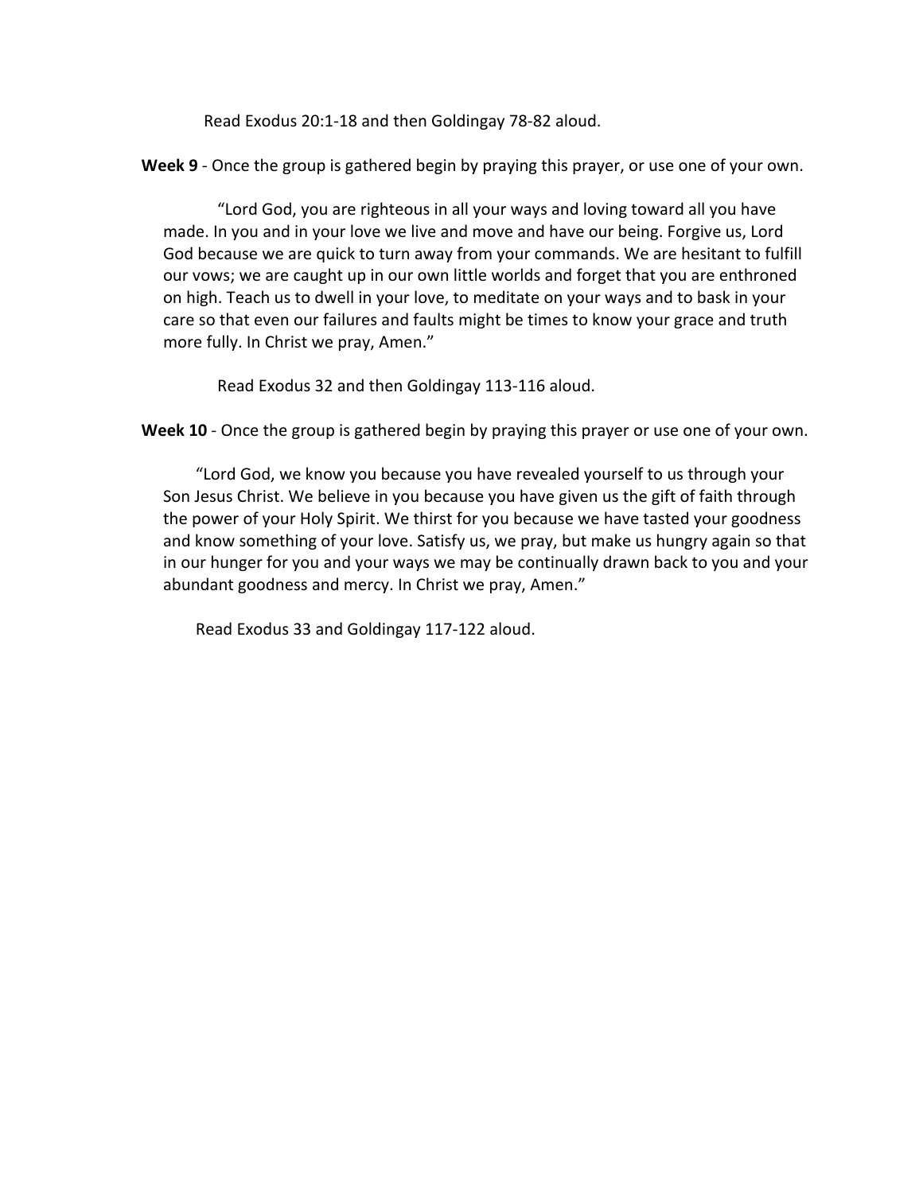Read Exodus 20:1-18 and then Goldingay 78-82 aloud.

**Week 9** - Once the group is gathered begin by praying this prayer, or use one of your own.

"Lord God, you are righteous in all your ways and loving toward all you have made. In you and in your love we live and move and have our being. Forgive us, Lord God because we are quick to turn away from your commands. We are hesitant to fulfill our vows; we are caught up in our own little worlds and forget that you are enthroned on high. Teach us to dwell in your love, to meditate on your ways and to bask in your care so that even our failures and faults might be times to know your grace and truth more fully. In Christ we pray, Amen."

Read Exodus 32 and then Goldingay 113-116 aloud.

**Week 10** - Once the group is gathered begin by praying this prayer or use one of your own.

"Lord God, we know you because you have revealed yourself to us through your Son Jesus Christ. We believe in you because you have given us the gift of faith through the power of your Holy Spirit. We thirst for you because we have tasted your goodness and know something of your love. Satisfy us, we pray, but make us hungry again so that in our hunger for you and your ways we may be continually drawn back to you and your abundant goodness and mercy. In Christ we pray, Amen."

Read Exodus 33 and Goldingay 117-122 aloud.